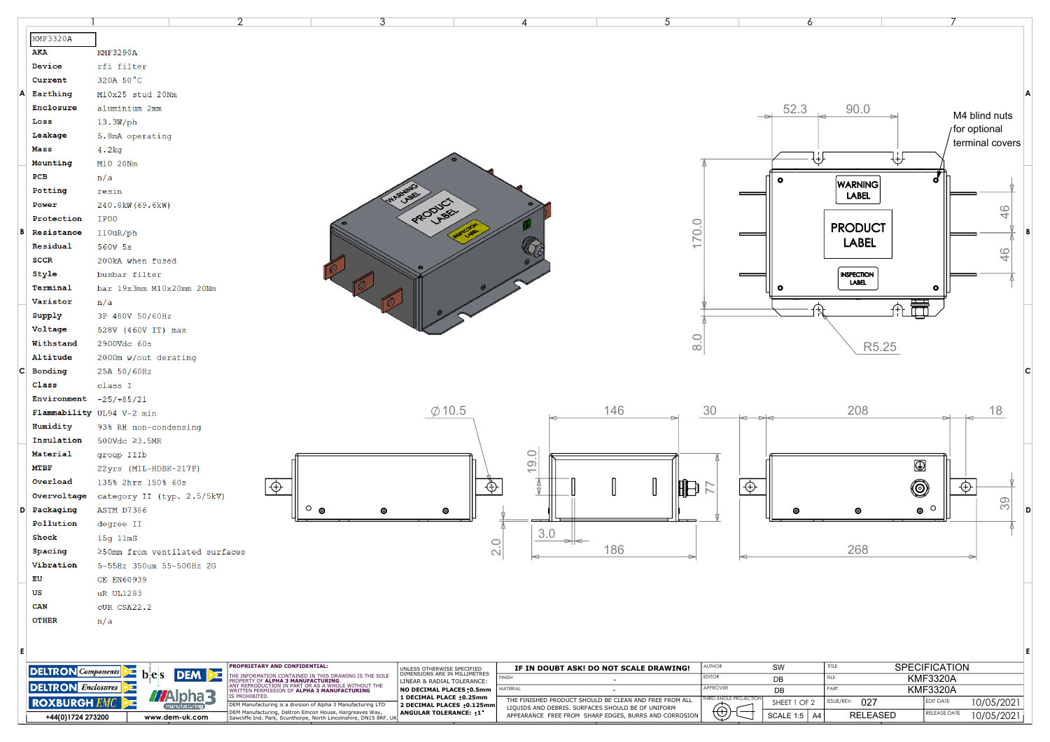# KMF3320A

| | |
|---|---|
| **AKA** | KMF3290A |
| **Device** | rfi filter |
| **Current** | 320A 50°C |
| **Earthing** | M10x25 stud 20Nm |
| **Enclosure** | aluminium 2mm |
| **Loss** | 13.3W/ph |
| **Leakage** | 5.8mA operating |
| **Mass** | 4.2kg |
| **Mounting** | M10 20Nm |
| **PCB** | n/a |
| **Potting** | resin |
| **Power** | 240.8kW(69.6kW) |
| **Protection** | IP00 |
| **Resistance** | 110uR/ph |
| **Residual** | 560V 5s |
| **SCCR** | 200kA when fused |
| **Style** | busbar filter |
| **Terminal** | bar 19x3mm M10x20mm 20Nm |
| **Varistor** | n/a |
| **Supply** | 3P 480V 50/60Hz |
| **Voltage** | 528V (460V IT) max |
| **Withstand** | 2900Vdc 60s |
| **Altitude** | 2000m w/out derating |
| **Bonding** | 25A 50/60Hz |
| **Class** | class I |
| **Environment** | -25/+85/21 |
| **Flammability** | UL94 V-2 min |
| **Humidity** | 93% RH non-condensing |
| **Insulation** | 500Vdc ≥3.5MR |
| **Material** | group IIIb |
| **MTBF** | 22yrs (MIL-HDBK-217F) |
| **Overload** | 135% 2hrs 150% 60s |
| **Overvoltage** | category II (typ. 2.5/5kV) |
| **Packaging** | ASTM D7386 |
| **Pollution** | degree II |
| **Shock** | 15g 11mS |
| **Spacing** | ≥50mm from ventilated surfaces |
| **Vibration** | 5-55Hz 350um 55-500Hz 2G |
| **EU** | CE EN60939 |
| **US** | uR UL1283 |
| **CAN** | cUR CSA22.2 |
| **OTHER** | n/a |

WARNING LABEL
PRODUCT LABEL
INSPECTION LABEL

M4 blind nuts for optional terminal covers

Dimensions: 52.3, 90.0, 170.0, 8.0, 46, 46, R5.25, ⌀10.5, 146, 30, 208, 18, 19.0, 77, 3.0, 2.0, 186, 268, 39

DELTRON Components | DELTRON Enclosures | ROXBURGH EMC | bes | DEM | Alpha3 manufacturing
+44(0)1724 273200 | www.dem-uk.com

**PROPRIETARY AND CONFIDENTIAL:**
THE INFORMATION CONTAINED IN THIS DRAWING IS THE SOLE PROPERTY OF **ALPHA 3 MANUFACTURING.** ANY REPRODUCTION IN PART OR AS A WHOLE WITHOUT THE WRITTEN PERMISSION OF **ALPHA 3 MANUFACTURING** IS PROHIBITED.
DEM Manufacturing is a division of Alpha 3 Manufacturing LTD
DEM Manufacturing, Deltron Emcon House, Hargreaves Way, Sawcliffe Ind. Park, Scunthorpe, North Lincolnshire, DN15 8RF, UK

UNLESS OTHERWISE SPECIFIED DIMENSIONS ARE IN MILLIMETRES
LINEAR & RADIAL TOLERANCE:
**NO DECIMAL PLACES ±0.5mm**
**1 DECIMAL PLACE ±0.25mm**
**2 DECIMAL PLACES ±0.125mm**
**ANGULAR TOLERANCE: ±1°**

**IF IN DOUBT ASK! DO NOT SCALE DRAWING!**

| | |
|---|---|
| FINISH | - |
| MATERIAL | - |

THE FINISHED PRODUCT SHOULD BE CLEAN AND FREE FROM ALL LIQUIDS AND DEBRIS. SURFACES SHOULD BE OF UNIFORM APPEARANCE FREE FROM SHARP EDGES, BURRS AND CORROSION

| | | | |
|---|---|---|---|
| AUTHOR | SW | TITLE | SPECIFICATION |
| EDITOR | DB | FILE | KMF3320A |
| APPROVER | DB | PART | KMF3320A |
| THIRD ANGLE PROJECTION | SHEET 1 OF 2 | ISSUE/REV. 027 | EDIT DATE 10/05/2021 |
| | SCALE 1:5 A4 | RELEASED | RELEASE DATE 10/05/2021 |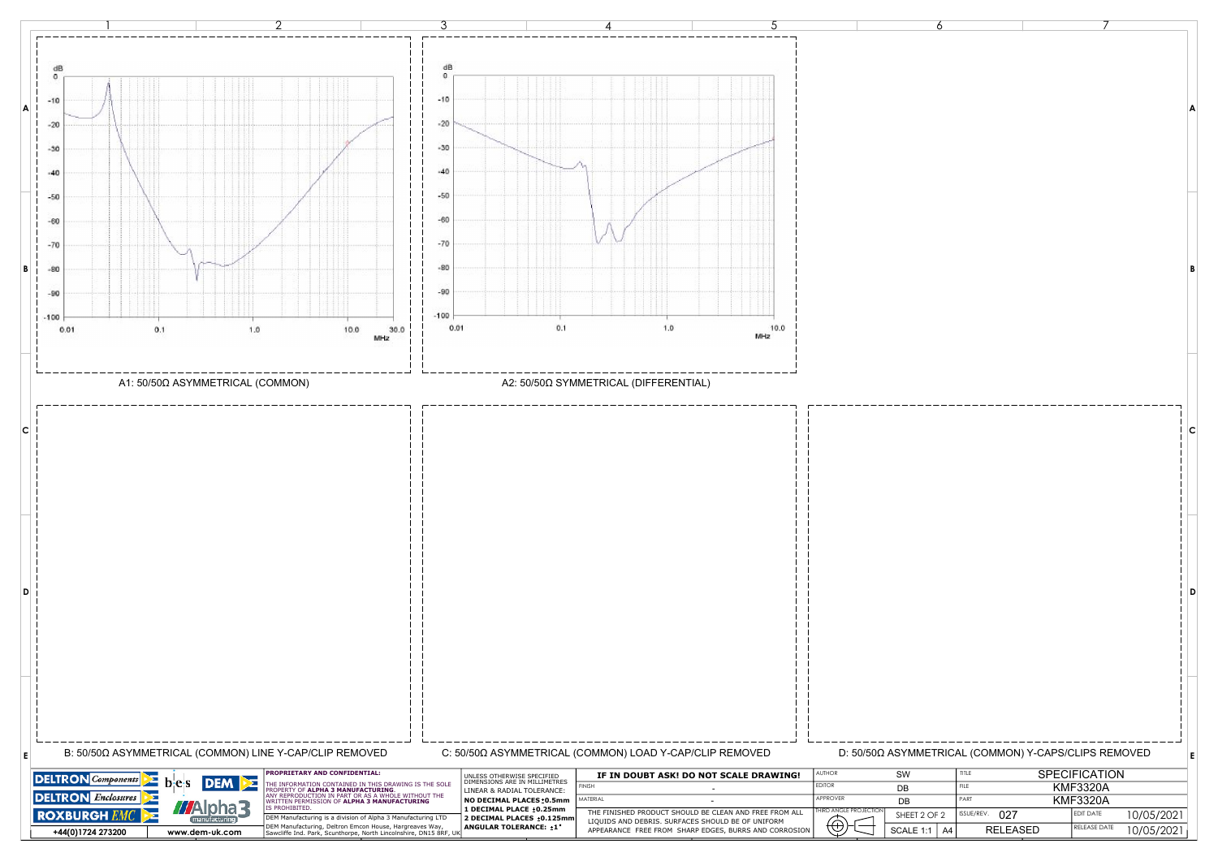dB
0
-10
-20
-30
-40
-50
-60
-70
-80
-90
-100
0.01
0.1
1.0
10.0
30.0
MHz

A1: 50/50Ω ASYMMETRICAL (COMMON)

dB
0
-10
-20
-30
-40
-50
-60
-70
-80
-90
-100
0.01
0.1
1.0
10.0
MHz

A2: 50/50Ω SYMMETRICAL (DIFFERENTIAL)

B: 50/50Ω ASYMMETRICAL (COMMON) LINE Y-CAP/CLIP REMOVED

C: 50/50Ω ASYMMETRICAL (COMMON) LOAD Y-CAP/CLIP REMOVED

D: 50/50Ω ASYMMETRICAL (COMMON) Y-CAPS/CLIPS REMOVED

DELTRON Components
DELTRON Enclosures
ROXBURGH EMC
bes
DEM
Alpha3 manufacturing
+44(0)1724 273200
www.dem-uk.com

**PROPRIETARY AND CONFIDENTIAL:**
THE INFORMATION CONTAINED IN THIS DRAWING IS THE SOLE PROPERTY OF **ALPHA 3 MANUFACTURING**. ANY REPRODUCTION IN PART OR AS A WHOLE WITHOUT THE WRITTEN PERMISSION OF **ALPHA 3 MANUFACTURING** IS PROHIBITED.
DEM Manufacturing is a division of Alpha 3 Manufacturing LTD
DEM Manufacturing, Deltron Emcon House, Hargreaves Way, Sawcliffe Ind. Park, Scunthorpe, North Lincolnshire, DN15 8RF, UK

UNLESS OTHERWISE SPECIFIED DIMENSIONS ARE IN MILLIMETRES
LINEAR & RADIAL TOLERANCE:
**NO DECIMAL PLACES ±0.5mm**
**1 DECIMAL PLACE ±0.25mm**
**2 DECIMAL PLACES ±0.125mm**
**ANGULAR TOLERANCE: ±1°**

**IF IN DOUBT ASK! DO NOT SCALE DRAWING!**
FINISH -
MATERIAL -
THE FINISHED PRODUCT SHOULD BE CLEAN AND FREE FROM ALL LIQUIDS AND DEBRIS. SURFACES SHOULD BE OF UNIFORM APPEARANCE FREE FROM SHARP EDGES, BURRS AND CORROSION

| | | | |
|---|---|---|---|
| AUTHOR | SW | TITLE | SPECIFICATION |
| EDITOR | DB | FILE | KMF3320A |
| APPROVER | DB | PART | KMF3320A |
| THIRD ANGLE PROJECTION | SHEET 2 OF 2 | ISSUE/REV. 027 | EDIT DATE 10/05/2021 |
| | SCALE 1:1 A4 | RELEASED | RELEASE DATE 10/05/2021 |